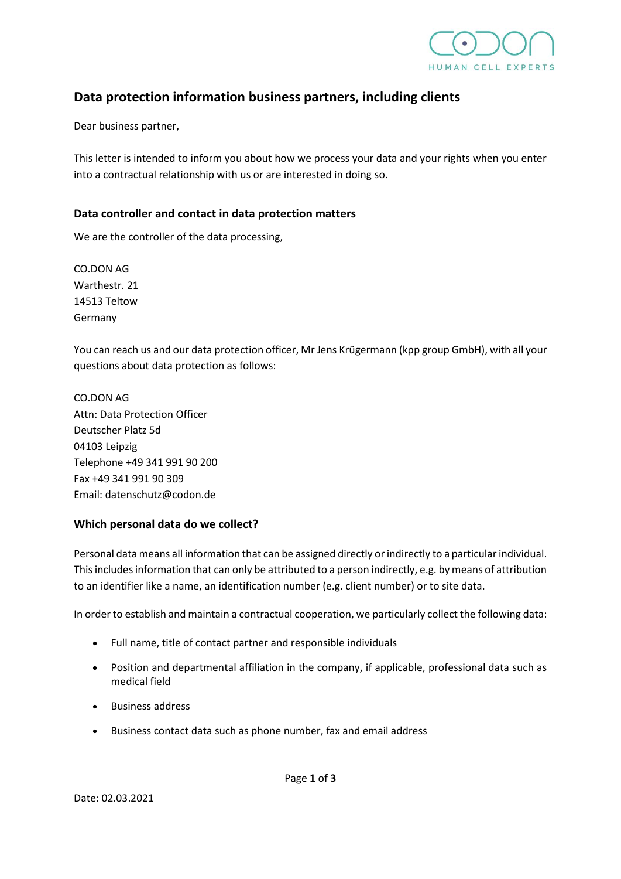# Data protection information business partners, including clients

Dear business partner,

This letter is intended to inform you about how we process your data and your rights when you enter into a contractual relationship with us or are interested in doing so.

## Data controller and contact in data protection matters

We are the controller of the data processing,

CO.DON AG
Warthestr. 21
14513 Teltow
Germany

You can reach us and our data protection officer, Mr Jens Krügermann (kpp group GmbH), with all your questions about data protection as follows:

CO.DON AG
Attn: Data Protection Officer
Deutscher Platz 5d
04103 Leipzig
Telephone +49 341 991 90 200
Fax +49 341 991 90 309
Email: datenschutz@codon.de

## Which personal data do we collect?

Personal data means all information that can be assigned directly or indirectly to a particular individual. This includes information that can only be attributed to a person indirectly, e.g. by means of attribution to an identifier like a name, an identification number (e.g. client number) or to site data.

In order to establish and maintain a contractual cooperation, we particularly collect the following data:

- Full name, title of contact partner and responsible individuals
- Position and departmental affiliation in the company, if applicable, professional data such as medical field
- Business address
- Business contact data such as phone number, fax and email address

Date: 02.03.2021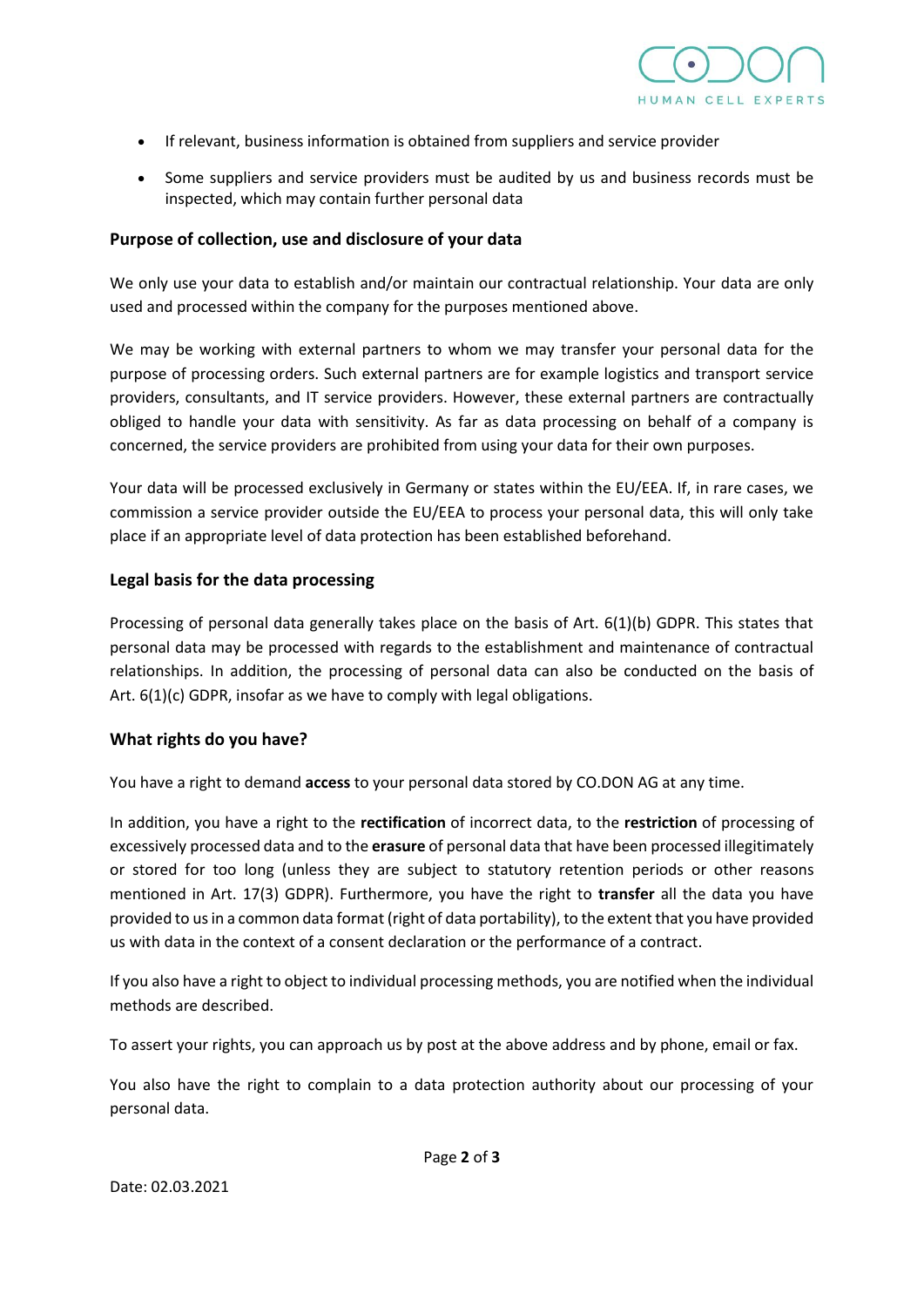- If relevant, business information is obtained from suppliers and service provider
- Some suppliers and service providers must be audited by us and business records must be inspected, which may contain further personal data

### Purpose of collection, use and disclosure of your data

We only use your data to establish and/or maintain our contractual relationship. Your data are only used and processed within the company for the purposes mentioned above.

We may be working with external partners to whom we may transfer your personal data for the purpose of processing orders. Such external partners are for example logistics and transport service providers, consultants, and IT service providers. However, these external partners are contractually obliged to handle your data with sensitivity. As far as data processing on behalf of a company is concerned, the service providers are prohibited from using your data for their own purposes.

Your data will be processed exclusively in Germany or states within the EU/EEA. If, in rare cases, we commission a service provider outside the EU/EEA to process your personal data, this will only take place if an appropriate level of data protection has been established beforehand.

### Legal basis for the data processing

Processing of personal data generally takes place on the basis of Art. 6(1)(b) GDPR. This states that personal data may be processed with regards to the establishment and maintenance of contractual relationships. In addition, the processing of personal data can also be conducted on the basis of Art. 6(1)(c) GDPR, insofar as we have to comply with legal obligations.

### What rights do you have?

You have a right to demand **access** to your personal data stored by CO.DON AG at any time.

In addition, you have a right to the **rectification** of incorrect data, to the **restriction** of processing of excessively processed data and to the **erasure** of personal data that have been processed illegitimately or stored for too long (unless they are subject to statutory retention periods or other reasons mentioned in Art. 17(3) GDPR). Furthermore, you have the right to **transfer** all the data you have provided to us in a common data format (right of data portability), to the extent that you have provided us with data in the context of a consent declaration or the performance of a contract.

If you also have a right to object to individual processing methods, you are notified when the individual methods are described.

To assert your rights, you can approach us by post at the above address and by phone, email or fax.

You also have the right to complain to a data protection authority about our processing of your personal data.

Date: 02.03.2021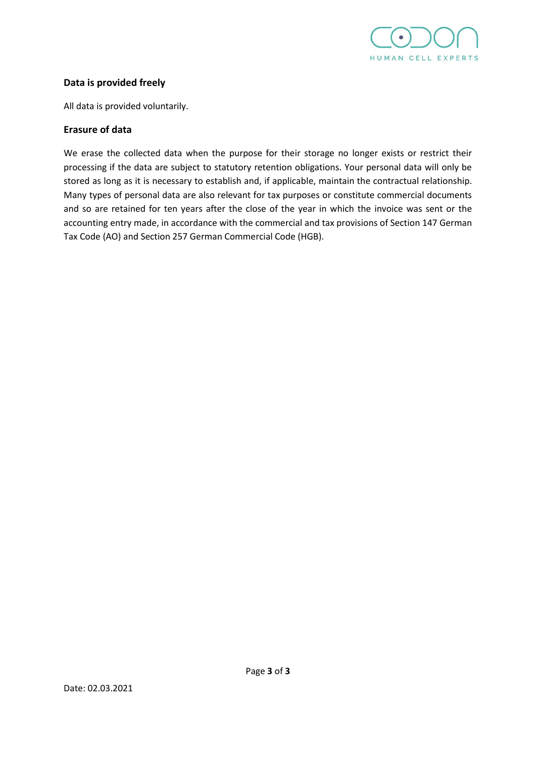### Data is provided freely

All data is provided voluntarily.

### Erasure of data

We erase the collected data when the purpose for their storage no longer exists or restrict their processing if the data are subject to statutory retention obligations. Your personal data will only be stored as long as it is necessary to establish and, if applicable, maintain the contractual relationship. Many types of personal data are also relevant for tax purposes or constitute commercial documents and so are retained for ten years after the close of the year in which the invoice was sent or the accounting entry made, in accordance with the commercial and tax provisions of Section 147 German Tax Code (AO) and Section 257 German Commercial Code (HGB).

Date: 02.03.2021